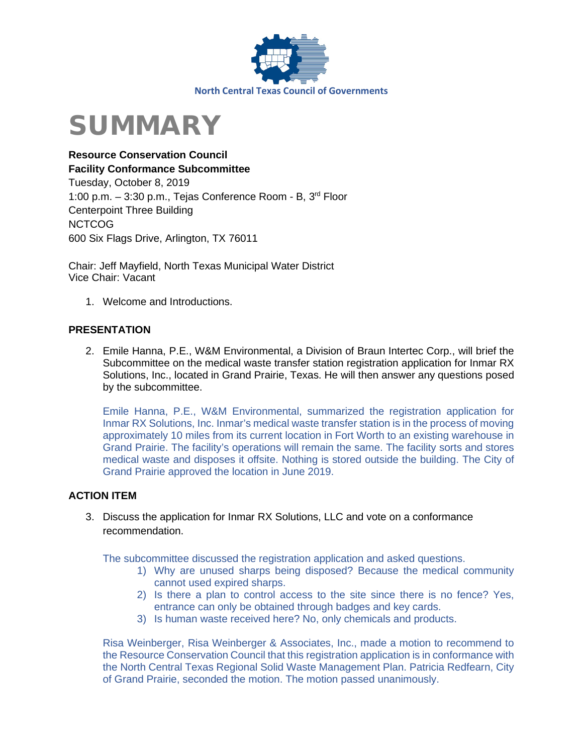North Central Texas Council of Governments

# SUMMARY

**Resource Conservation Council**
**Facility Conformance Subcommittee**
Tuesday, October 8, 2019
1:00 p.m. – 3:30 p.m., Tejas Conference Room - B, 3rd Floor
Centerpoint Three Building
NCTCOG
600 Six Flags Drive, Arlington, TX 76011

Chair: Jeff Mayfield, North Texas Municipal Water District
Vice Chair: Vacant

1. Welcome and Introductions.

## PRESENTATION

2. Emile Hanna, P.E., W&M Environmental, a Division of Braun Intertec Corp., will brief the Subcommittee on the medical waste transfer station registration application for Inmar RX Solutions, Inc., located in Grand Prairie, Texas. He will then answer any questions posed by the subcommittee.

   Emile Hanna, P.E., W&M Environmental, summarized the registration application for Inmar RX Solutions, Inc. Inmar's medical waste transfer station is in the process of moving approximately 10 miles from its current location in Fort Worth to an existing warehouse in Grand Prairie. The facility's operations will remain the same. The facility sorts and stores medical waste and disposes it offsite. Nothing is stored outside the building. The City of Grand Prairie approved the location in June 2019.

## ACTION ITEM

3. Discuss the application for Inmar RX Solutions, LLC and vote on a conformance recommendation.

   The subcommittee discussed the registration application and asked questions.
   1) Why are unused sharps being disposed? Because the medical community cannot used expired sharps.
   2) Is there a plan to control access to the site since there is no fence? Yes, entrance can only be obtained through badges and key cards.
   3) Is human waste received here? No, only chemicals and products.

   Risa Weinberger, Risa Weinberger & Associates, Inc., made a motion to recommend to the Resource Conservation Council that this registration application is in conformance with the North Central Texas Regional Solid Waste Management Plan. Patricia Redfearn, City of Grand Prairie, seconded the motion. The motion passed unanimously.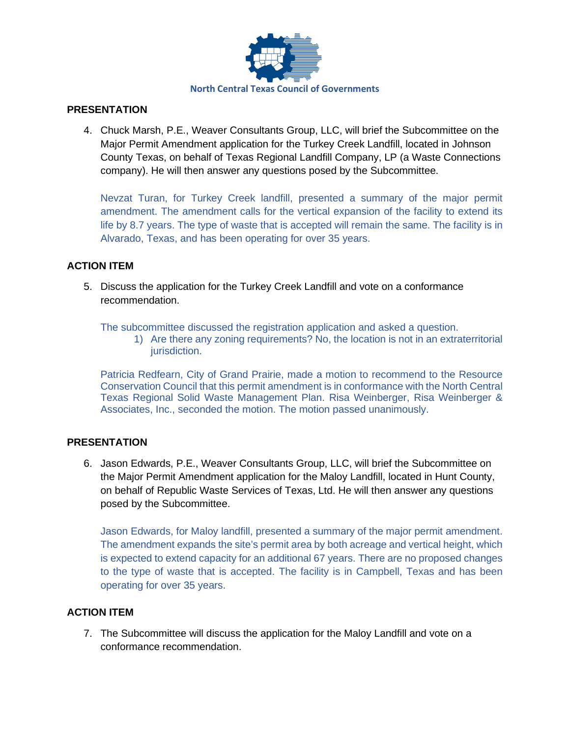## PRESENTATION

4. Chuck Marsh, P.E., Weaver Consultants Group, LLC, will brief the Subcommittee on the Major Permit Amendment application for the Turkey Creek Landfill, located in Johnson County Texas, on behalf of Texas Regional Landfill Company, LP (a Waste Connections company). He will then answer any questions posed by the Subcommittee.

   Nevzat Turan, for Turkey Creek landfill, presented a summary of the major permit amendment. The amendment calls for the vertical expansion of the facility to extend its life by 8.7 years. The type of waste that is accepted will remain the same. The facility is in Alvarado, Texas, and has been operating for over 35 years.

## ACTION ITEM

5. Discuss the application for the Turkey Creek Landfill and vote on a conformance recommendation.

   The subcommittee discussed the registration application and asked a question.

   1) Are there any zoning requirements? No, the location is not in an extraterritorial jurisdiction.

   Patricia Redfearn, City of Grand Prairie, made a motion to recommend to the Resource Conservation Council that this permit amendment is in conformance with the North Central Texas Regional Solid Waste Management Plan. Risa Weinberger, Risa Weinberger & Associates, Inc., seconded the motion. The motion passed unanimously.

## PRESENTATION

6. Jason Edwards, P.E., Weaver Consultants Group, LLC, will brief the Subcommittee on the Major Permit Amendment application for the Maloy Landfill, located in Hunt County, on behalf of Republic Waste Services of Texas, Ltd. He will then answer any questions posed by the Subcommittee.

   Jason Edwards, for Maloy landfill, presented a summary of the major permit amendment. The amendment expands the site's permit area by both acreage and vertical height, which is expected to extend capacity for an additional 67 years. There are no proposed changes to the type of waste that is accepted. The facility is in Campbell, Texas and has been operating for over 35 years.

## ACTION ITEM

7. The Subcommittee will discuss the application for the Maloy Landfill and vote on a conformance recommendation.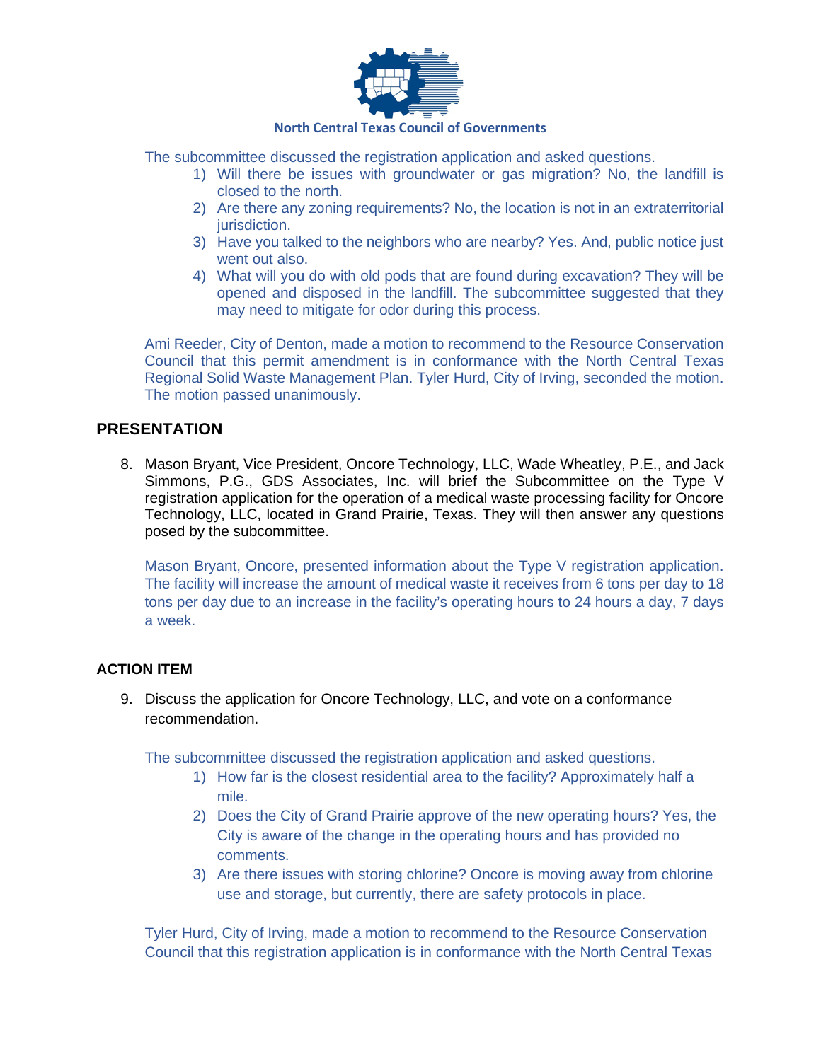The subcommittee discussed the registration application and asked questions.

1) Will there be issues with groundwater or gas migration? No, the landfill is closed to the north.
2) Are there any zoning requirements? No, the location is not in an extraterritorial jurisdiction.
3) Have you talked to the neighbors who are nearby? Yes. And, public notice just went out also.
4) What will you do with old pods that are found during excavation? They will be opened and disposed in the landfill. The subcommittee suggested that they may need to mitigate for odor during this process.

Ami Reeder, City of Denton, made a motion to recommend to the Resource Conservation Council that this permit amendment is in conformance with the North Central Texas Regional Solid Waste Management Plan. Tyler Hurd, City of Irving, seconded the motion. The motion passed unanimously.

## PRESENTATION

8. Mason Bryant, Vice President, Oncore Technology, LLC, Wade Wheatley, P.E., and Jack Simmons, P.G., GDS Associates, Inc. will brief the Subcommittee on the Type V registration application for the operation of a medical waste processing facility for Oncore Technology, LLC, located in Grand Prairie, Texas. They will then answer any questions posed by the subcommittee.

   Mason Bryant, Oncore, presented information about the Type V registration application. The facility will increase the amount of medical waste it receives from 6 tons per day to 18 tons per day due to an increase in the facility's operating hours to 24 hours a day, 7 days a week.

## ACTION ITEM

9. Discuss the application for Oncore Technology, LLC, and vote on a conformance recommendation.

   The subcommittee discussed the registration application and asked questions.

   1) How far is the closest residential area to the facility? Approximately half a mile.
   2) Does the City of Grand Prairie approve of the new operating hours? Yes, the City is aware of the change in the operating hours and has provided no comments.
   3) Are there issues with storing chlorine? Oncore is moving away from chlorine use and storage, but currently, there are safety protocols in place.

   Tyler Hurd, City of Irving, made a motion to recommend to the Resource Conservation Council that this registration application is in conformance with the North Central Texas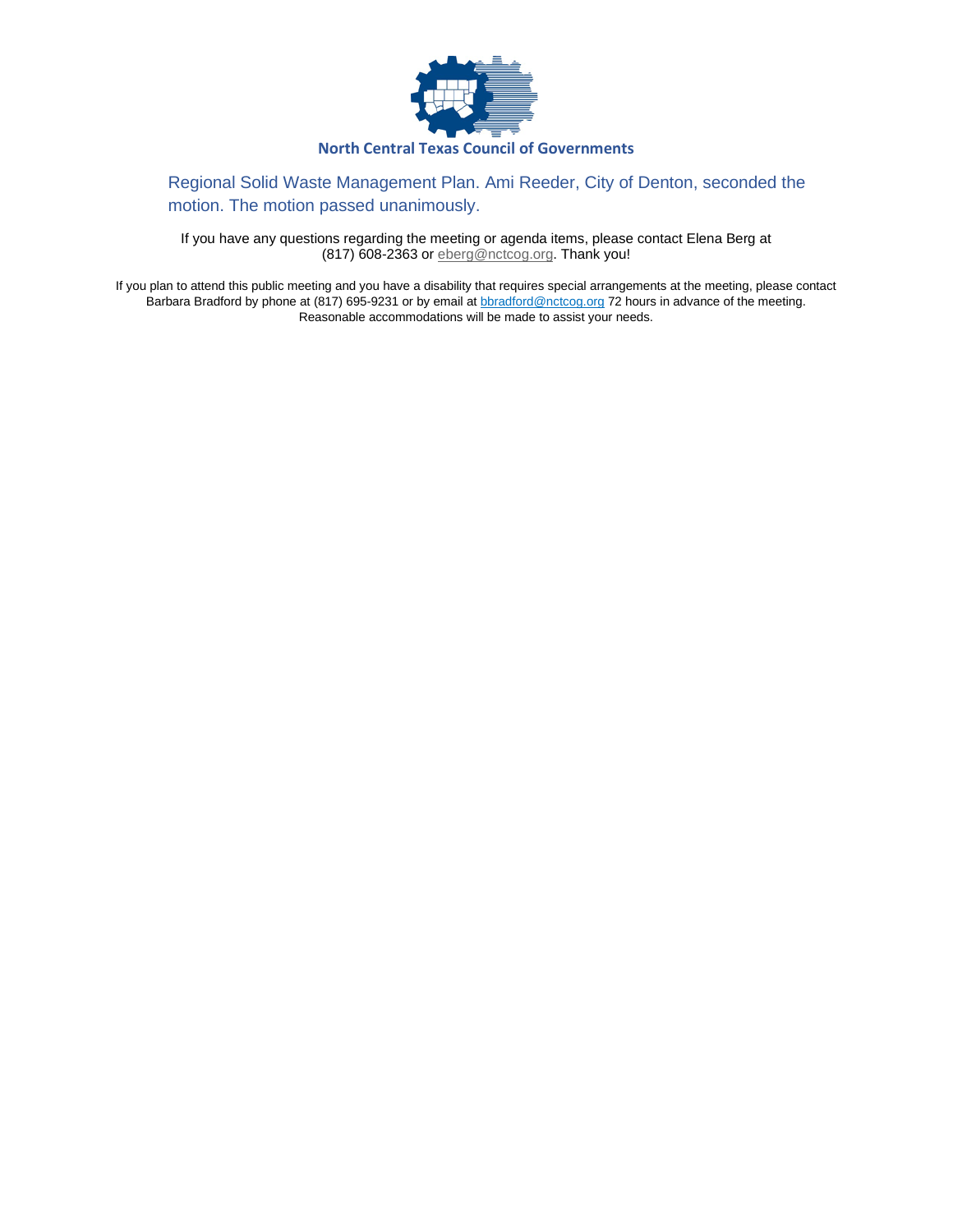Regional Solid Waste Management Plan. Ami Reeder, City of Denton, seconded the motion. The motion passed unanimously.

If you have any questions regarding the meeting or agenda items, please contact Elena Berg at (817) 608-2363 or eberg@nctcog.org. Thank you!

If you plan to attend this public meeting and you have a disability that requires special arrangements at the meeting, please contact Barbara Bradford by phone at (817) 695-9231 or by email at bbradford@nctcog.org 72 hours in advance of the meeting. Reasonable accommodations will be made to assist your needs.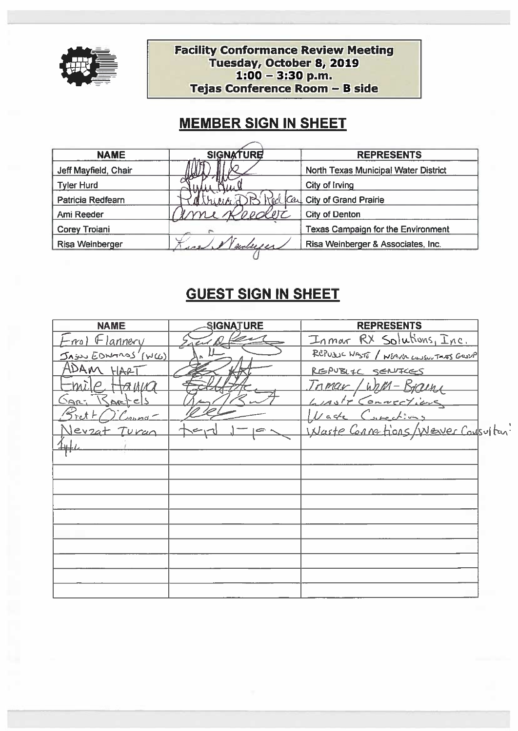**Facility Conformance Review Meeting**
**Tuesday, October 8, 2019**
**1:00 – 3:30 p.m.**
**Tejas Conference Room – B side**

## MEMBER SIGN IN SHEET

| NAME | SIGNATURE | REPRESENTS |
|---|---|---|
| Jeff Mayfield, Chair | [signature] | North Texas Municipal Water District |
| Tyler Hurd | Tyler Hurd | City of Irving |
| Patricia Redfearn | Patricia DB Redfearn | City of Grand Prairie |
| Ami Reeder | Ami Reeder | City of Denton |
| Corey Troiani | | Texas Campaign for the Environment |
| Risa Weinberger | Risa Weinberger | Risa Weinberger & Associates, Inc. |

## GUEST SIGN IN SHEET

| NAME | SIGNATURE | REPRESENTS |
|---|---|---|
| Errol Flannery | [signature] | Inmar RX Solutions, Inc. |
| JASON EDWARDS (WCG) | [signature] | REPUBLIC WASTE / WEAVER CONSULTANTS GROUP |
| ADAM HART | [signature] | REPUBLIC SERVICES |
| Emile Hanna | [signature] | Inmar / WBM - Braun |
| Gari Bartels | [signature] | Waste Connections |
| Brett O'Connor | [signature] | Waste Connections |
| Nevzat Turan | [signature] | Waste Connections/Weaver Consultants |
| Tyler | | |
| | | |
| | | |
| | | |
| | | |
| | | |
| | | |
| | | |
| | | |
| | | |